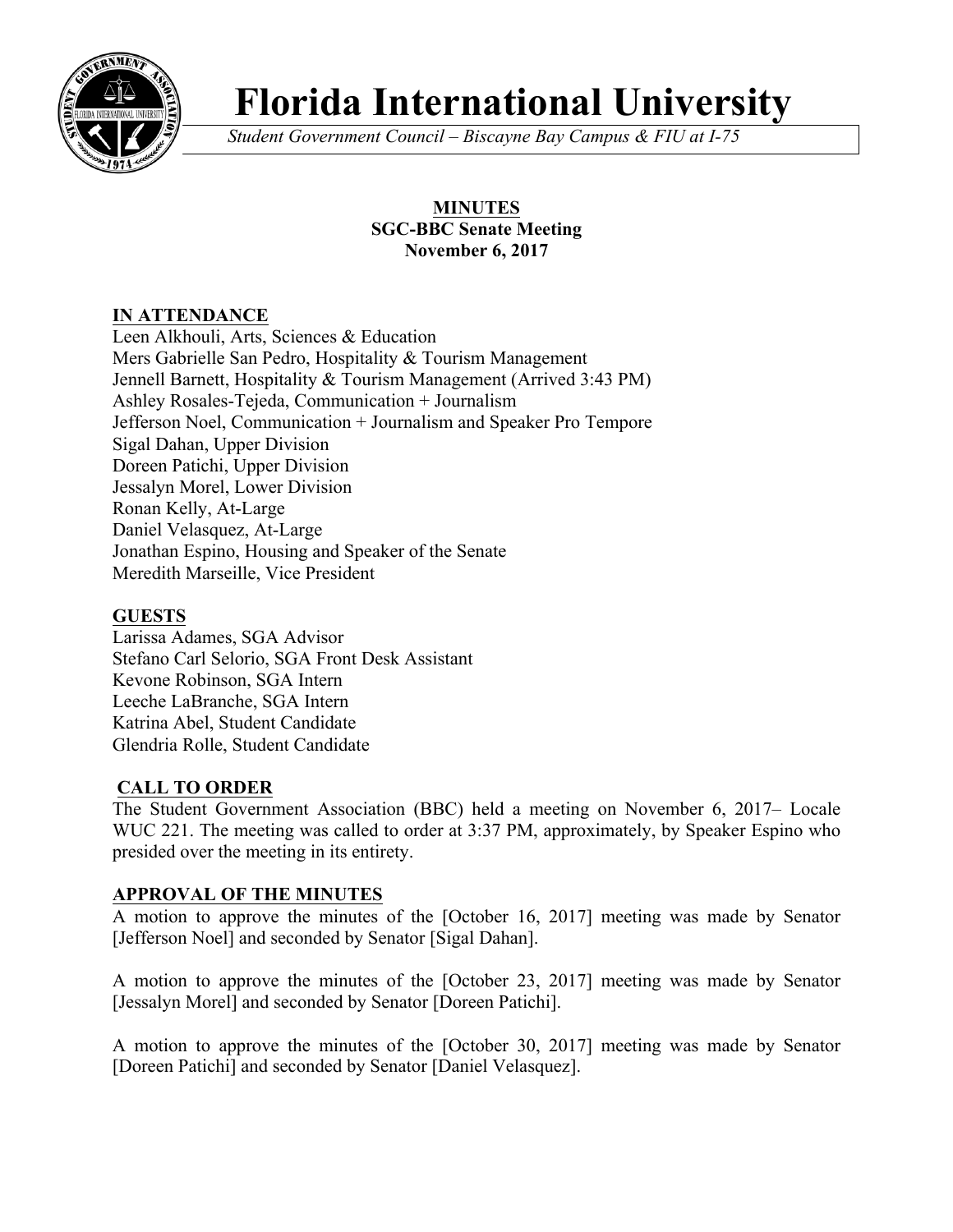# Florida International University

*Student Government Council – Biscayne Bay Campus & FIU at I-75*

**MINUTES**
**SGC-BBC Senate Meeting**
**November 6, 2017**

## IN ATTENDANCE

Leen Alkhouli, Arts, Sciences & Education
Mers Gabrielle San Pedro, Hospitality & Tourism Management
Jennell Barnett, Hospitality & Tourism Management (Arrived 3:43 PM)
Ashley Rosales-Tejeda, Communication + Journalism
Jefferson Noel, Communication + Journalism and Speaker Pro Tempore
Sigal Dahan, Upper Division
Doreen Patichi, Upper Division
Jessalyn Morel, Lower Division
Ronan Kelly, At-Large
Daniel Velasquez, At-Large
Jonathan Espino, Housing and Speaker of the Senate
Meredith Marseille, Vice President

## GUESTS

Larissa Adames, SGA Advisor
Stefano Carl Selorio, SGA Front Desk Assistant
Kevone Robinson, SGA Intern
Leeche LaBranche, SGA Intern
Katrina Abel, Student Candidate
Glendria Rolle, Student Candidate

## CALL TO ORDER

The Student Government Association (BBC) held a meeting on November 6, 2017– Locale WUC 221. The meeting was called to order at 3:37 PM, approximately, by Speaker Espino who presided over the meeting in its entirety.

## APPROVAL OF THE MINUTES

A motion to approve the minutes of the [October 16, 2017] meeting was made by Senator [Jefferson Noel] and seconded by Senator [Sigal Dahan].

A motion to approve the minutes of the [October 23, 2017] meeting was made by Senator [Jessalyn Morel] and seconded by Senator [Doreen Patichi].

A motion to approve the minutes of the [October 30, 2017] meeting was made by Senator [Doreen Patichi] and seconded by Senator [Daniel Velasquez].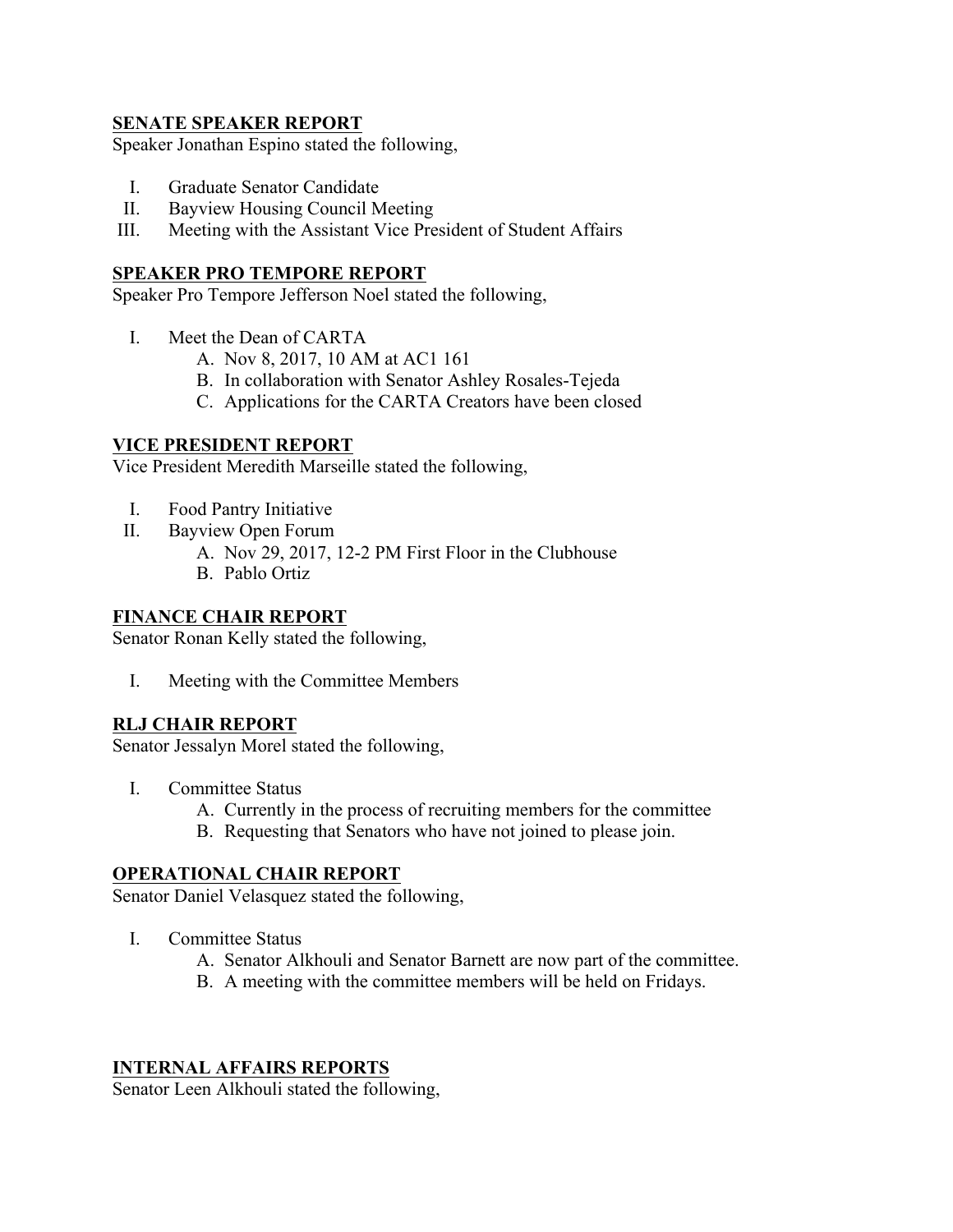## SENATE SPEAKER REPORT

Speaker Jonathan Espino stated the following,

I. Graduate Senator Candidate
II. Bayview Housing Council Meeting
III. Meeting with the Assistant Vice President of Student Affairs

## SPEAKER PRO TEMPORE REPORT

Speaker Pro Tempore Jefferson Noel stated the following,

I. Meet the Dean of CARTA
   A. Nov 8, 2017, 10 AM at AC1 161
   B. In collaboration with Senator Ashley Rosales-Tejeda
   C. Applications for the CARTA Creators have been closed

## VICE PRESIDENT REPORT

Vice President Meredith Marseille stated the following,

I. Food Pantry Initiative
II. Bayview Open Forum
   A. Nov 29, 2017, 12-2 PM First Floor in the Clubhouse
   B. Pablo Ortiz

## FINANCE CHAIR REPORT

Senator Ronan Kelly stated the following,

I. Meeting with the Committee Members

## RLJ CHAIR REPORT

Senator Jessalyn Morel stated the following,

I. Committee Status
   A. Currently in the process of recruiting members for the committee
   B. Requesting that Senators who have not joined to please join.

## OPERATIONAL CHAIR REPORT

Senator Daniel Velasquez stated the following,

I. Committee Status
   A. Senator Alkhouli and Senator Barnett are now part of the committee.
   B. A meeting with the committee members will be held on Fridays.

## INTERNAL AFFAIRS REPORTS

Senator Leen Alkhouli stated the following,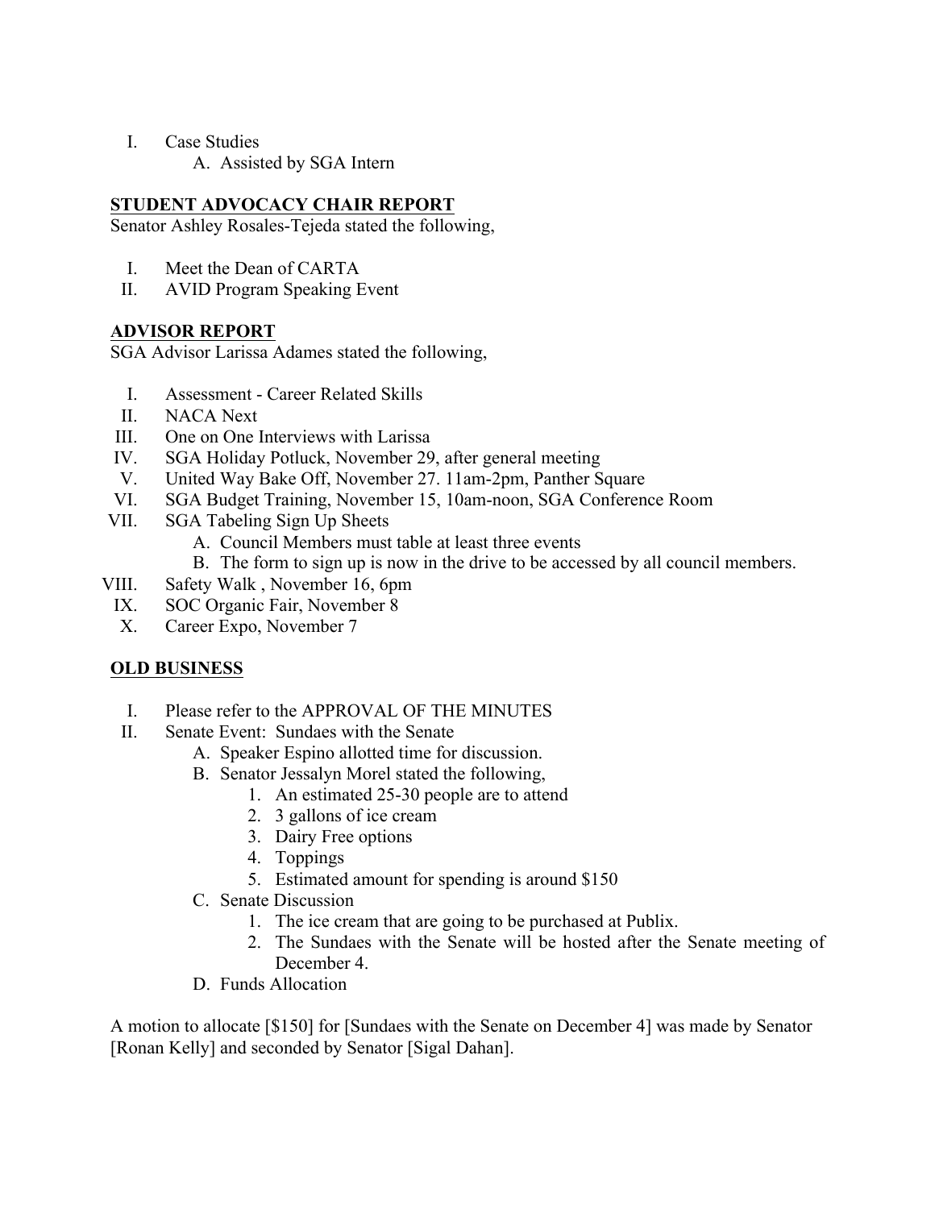I. Case Studies
   A. Assisted by SGA Intern

**STUDENT ADVOCACY CHAIR REPORT**

Senator Ashley Rosales-Tejeda stated the following,

I. Meet the Dean of CARTA
II. AVID Program Speaking Event

**ADVISOR REPORT**

SGA Advisor Larissa Adames stated the following,

I. Assessment - Career Related Skills
II. NACA Next
III. One on One Interviews with Larissa
IV. SGA Holiday Potluck, November 29, after general meeting
V. United Way Bake Off, November 27. 11am-2pm, Panther Square
VI. SGA Budget Training, November 15, 10am-noon, SGA Conference Room
VII. SGA Tabeling Sign Up Sheets
   A. Council Members must table at least three events
   B. The form to sign up is now in the drive to be accessed by all council members.
VIII. Safety Walk , November 16, 6pm
IX. SOC Organic Fair, November 8
X. Career Expo, November 7

**OLD BUSINESS**

I. Please refer to the APPROVAL OF THE MINUTES
II. Senate Event: Sundaes with the Senate
   A. Speaker Espino allotted time for discussion.
   B. Senator Jessalyn Morel stated the following,
      1. An estimated 25-30 people are to attend
      2. 3 gallons of ice cream
      3. Dairy Free options
      4. Toppings
      5. Estimated amount for spending is around $150
   C. Senate Discussion
      1. The ice cream that are going to be purchased at Publix.
      2. The Sundaes with the Senate will be hosted after the Senate meeting of December 4.
   D. Funds Allocation

A motion to allocate [$150] for [Sundaes with the Senate on December 4] was made by Senator [Ronan Kelly] and seconded by Senator [Sigal Dahan].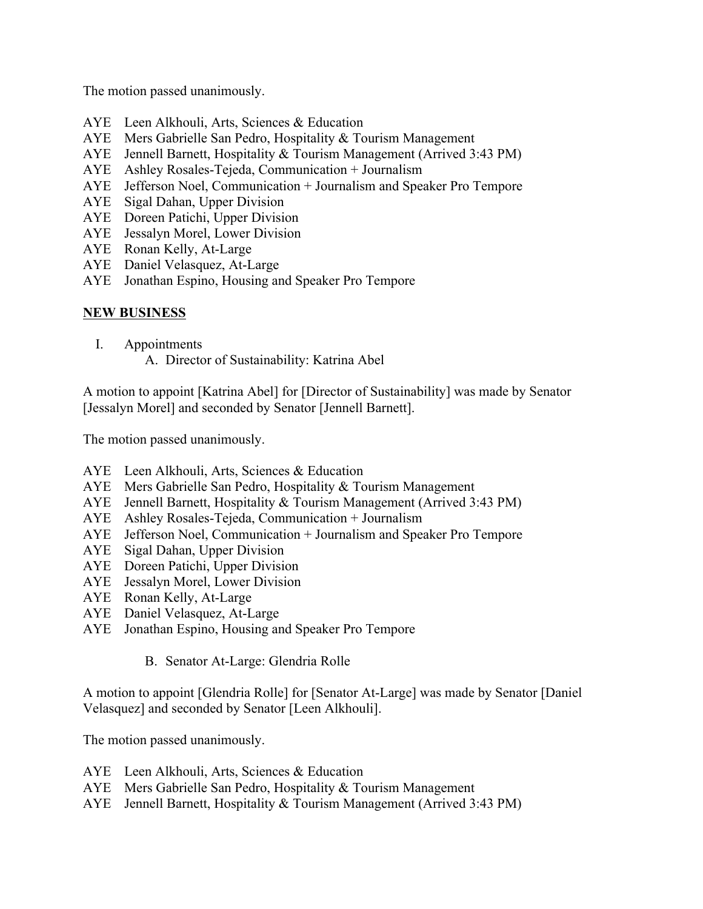The motion passed unanimously.

AYE Leen Alkhouli, Arts, Sciences & Education
AYE Mers Gabrielle San Pedro, Hospitality & Tourism Management
AYE Jennell Barnett, Hospitality & Tourism Management (Arrived 3:43 PM)
AYE Ashley Rosales-Tejeda, Communication + Journalism
AYE Jefferson Noel, Communication + Journalism and Speaker Pro Tempore
AYE Sigal Dahan, Upper Division
AYE Doreen Patichi, Upper Division
AYE Jessalyn Morel, Lower Division
AYE Ronan Kelly, At-Large
AYE Daniel Velasquez, At-Large
AYE Jonathan Espino, Housing and Speaker Pro Tempore

**NEW BUSINESS**

I. Appointments
   A. Director of Sustainability: Katrina Abel

A motion to appoint [Katrina Abel] for [Director of Sustainability] was made by Senator [Jessalyn Morel] and seconded by Senator [Jennell Barnett].

The motion passed unanimously.

AYE Leen Alkhouli, Arts, Sciences & Education
AYE Mers Gabrielle San Pedro, Hospitality & Tourism Management
AYE Jennell Barnett, Hospitality & Tourism Management (Arrived 3:43 PM)
AYE Ashley Rosales-Tejeda, Communication + Journalism
AYE Jefferson Noel, Communication + Journalism and Speaker Pro Tempore
AYE Sigal Dahan, Upper Division
AYE Doreen Patichi, Upper Division
AYE Jessalyn Morel, Lower Division
AYE Ronan Kelly, At-Large
AYE Daniel Velasquez, At-Large
AYE Jonathan Espino, Housing and Speaker Pro Tempore

   B. Senator At-Large: Glendria Rolle

A motion to appoint [Glendria Rolle] for [Senator At-Large] was made by Senator [Daniel Velasquez] and seconded by Senator [Leen Alkhouli].

The motion passed unanimously.

AYE Leen Alkhouli, Arts, Sciences & Education
AYE Mers Gabrielle San Pedro, Hospitality & Tourism Management
AYE Jennell Barnett, Hospitality & Tourism Management (Arrived 3:43 PM)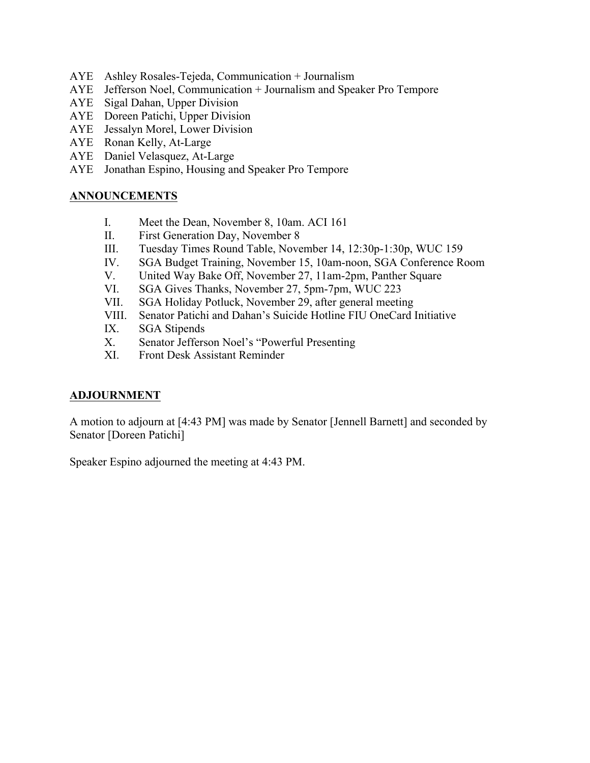AYE Ashley Rosales-Tejeda, Communication + Journalism
AYE Jefferson Noel, Communication + Journalism and Speaker Pro Tempore
AYE Sigal Dahan, Upper Division
AYE Doreen Patichi, Upper Division
AYE Jessalyn Morel, Lower Division
AYE Ronan Kelly, At-Large
AYE Daniel Velasquez, At-Large
AYE Jonathan Espino, Housing and Speaker Pro Tempore

## ANNOUNCEMENTS

I. Meet the Dean, November 8, 10am. ACI 161
II. First Generation Day, November 8
III. Tuesday Times Round Table, November 14, 12:30p-1:30p, WUC 159
IV. SGA Budget Training, November 15, 10am-noon, SGA Conference Room
V. United Way Bake Off, November 27, 11am-2pm, Panther Square
VI. SGA Gives Thanks, November 27, 5pm-7pm, WUC 223
VII. SGA Holiday Potluck, November 29, after general meeting
VIII. Senator Patichi and Dahan's Suicide Hotline FIU OneCard Initiative
IX. SGA Stipends
X. Senator Jefferson Noel's "Powerful Presenting
XI. Front Desk Assistant Reminder

## ADJOURNMENT

A motion to adjourn at [4:43 PM] was made by Senator [Jennell Barnett] and seconded by Senator [Doreen Patichi]

Speaker Espino adjourned the meeting at 4:43 PM.